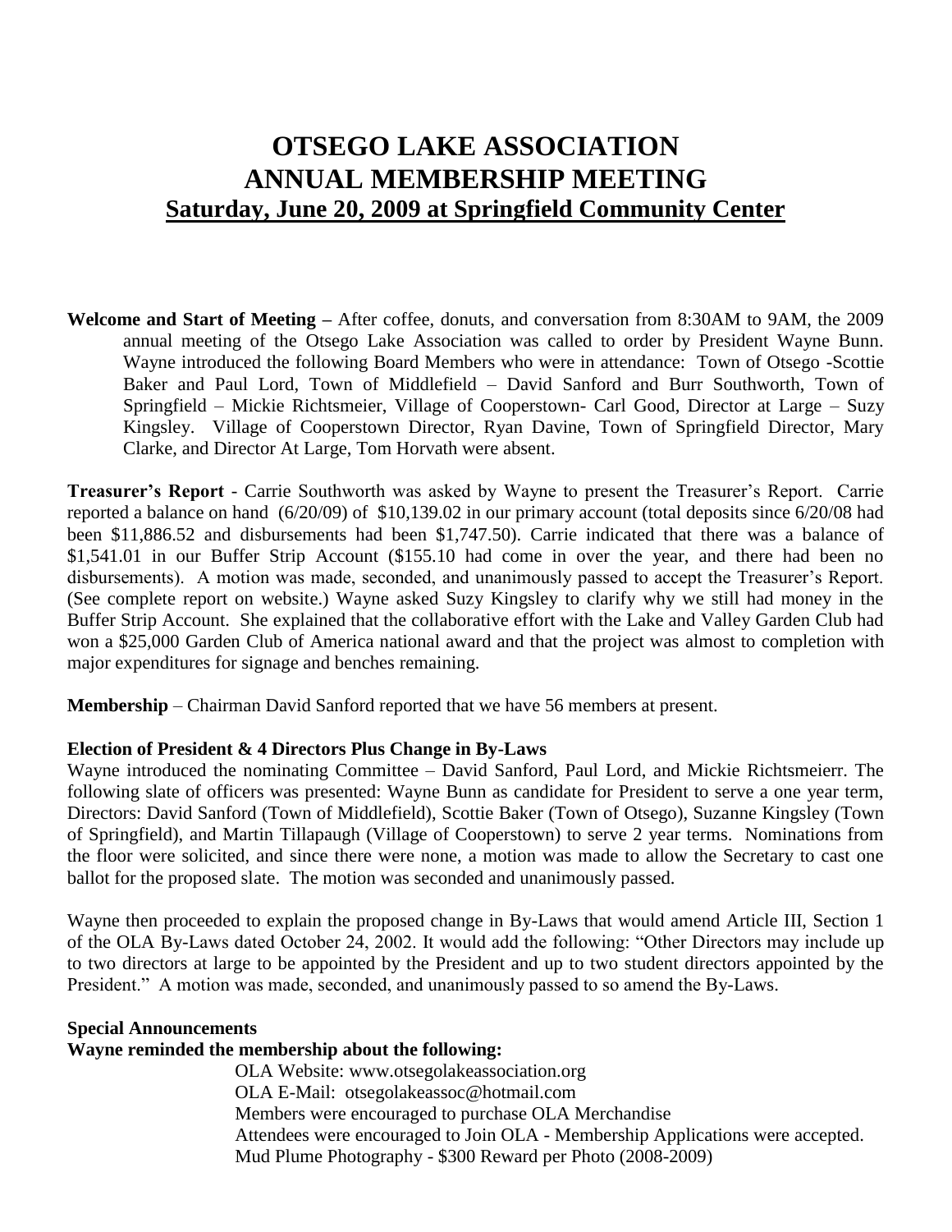# OTSEGO LAKE ASSOCIATION
# ANNUAL MEMBERSHIP MEETING
## Saturday, June 20, 2009 at Springfield Community Center

**Welcome and Start of Meeting –** After coffee, donuts, and conversation from 8:30AM to 9AM, the 2009 annual meeting of the Otsego Lake Association was called to order by President Wayne Bunn. Wayne introduced the following Board Members who were in attendance: Town of Otsego -Scottie Baker and Paul Lord, Town of Middlefield – David Sanford and Burr Southworth, Town of Springfield – Mickie Richtsmeier, Village of Cooperstown- Carl Good, Director at Large – Suzy Kingsley. Village of Cooperstown Director, Ryan Davine, Town of Springfield Director, Mary Clarke, and Director At Large, Tom Horvath were absent.

**Treasurer's Report** - Carrie Southworth was asked by Wayne to present the Treasurer's Report. Carrie reported a balance on hand (6/20/09) of $10,139.02 in our primary account (total deposits since 6/20/08 had been $11,886.52 and disbursements had been $1,747.50). Carrie indicated that there was a balance of $1,541.01 in our Buffer Strip Account ($155.10 had come in over the year, and there had been no disbursements). A motion was made, seconded, and unanimously passed to accept the Treasurer's Report. (See complete report on website.) Wayne asked Suzy Kingsley to clarify why we still had money in the Buffer Strip Account. She explained that the collaborative effort with the Lake and Valley Garden Club had won a $25,000 Garden Club of America national award and that the project was almost to completion with major expenditures for signage and benches remaining.

**Membership** – Chairman David Sanford reported that we have 56 members at present.

**Election of President & 4 Directors Plus Change in By-Laws**

Wayne introduced the nominating Committee – David Sanford, Paul Lord, and Mickie Richtsmeierr. The following slate of officers was presented: Wayne Bunn as candidate for President to serve a one year term, Directors: David Sanford (Town of Middlefield), Scottie Baker (Town of Otsego), Suzanne Kingsley (Town of Springfield), and Martin Tillapaugh (Village of Cooperstown) to serve 2 year terms. Nominations from the floor were solicited, and since there were none, a motion was made to allow the Secretary to cast one ballot for the proposed slate. The motion was seconded and unanimously passed.

Wayne then proceeded to explain the proposed change in By-Laws that would amend Article III, Section 1 of the OLA By-Laws dated October 24, 2002. It would add the following: "Other Directors may include up to two directors at large to be appointed by the President and up to two student directors appointed by the President." A motion was made, seconded, and unanimously passed to so amend the By-Laws.

**Special Announcements**

**Wayne reminded the membership about the following:**

OLA Website: www.otsegolakeassociation.org
OLA E-Mail: otsegolakeassoc@hotmail.com
Members were encouraged to purchase OLA Merchandise
Attendees were encouraged to Join OLA - Membership Applications were accepted.
Mud Plume Photography - $300 Reward per Photo (2008-2009)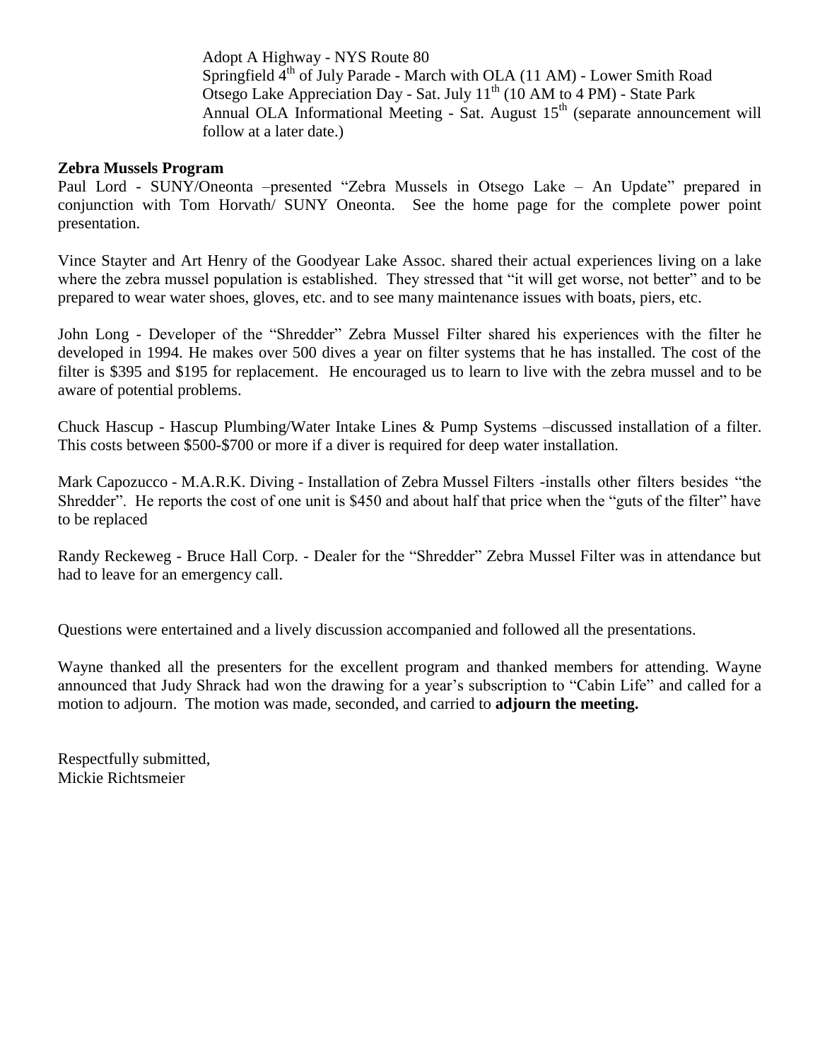Adopt A Highway - NYS Route 80
Springfield 4th of July Parade - March with OLA (11 AM) - Lower Smith Road
Otsego Lake Appreciation Day - Sat. July 11th (10 AM to 4 PM) - State Park
Annual OLA Informational Meeting - Sat. August 15th (separate announcement will follow at a later date.)

**Zebra Mussels Program**

Paul Lord - SUNY/Oneonta –presented "Zebra Mussels in Otsego Lake – An Update" prepared in conjunction with Tom Horvath/ SUNY Oneonta. See the home page for the complete power point presentation.

Vince Stayter and Art Henry of the Goodyear Lake Assoc. shared their actual experiences living on a lake where the zebra mussel population is established. They stressed that "it will get worse, not better" and to be prepared to wear water shoes, gloves, etc. and to see many maintenance issues with boats, piers, etc.

John Long - Developer of the "Shredder" Zebra Mussel Filter shared his experiences with the filter he developed in 1994. He makes over 500 dives a year on filter systems that he has installed. The cost of the filter is $395 and $195 for replacement. He encouraged us to learn to live with the zebra mussel and to be aware of potential problems.

Chuck Hascup - Hascup Plumbing/Water Intake Lines & Pump Systems –discussed installation of a filter. This costs between $500-$700 or more if a diver is required for deep water installation.

Mark Capozucco - M.A.R.K. Diving - Installation of Zebra Mussel Filters -installs other filters besides "the Shredder". He reports the cost of one unit is $450 and about half that price when the "guts of the filter" have to be replaced

Randy Reckeweg - Bruce Hall Corp. - Dealer for the "Shredder" Zebra Mussel Filter was in attendance but had to leave for an emergency call.

Questions were entertained and a lively discussion accompanied and followed all the presentations.

Wayne thanked all the presenters for the excellent program and thanked members for attending. Wayne announced that Judy Shrack had won the drawing for a year's subscription to "Cabin Life" and called for a motion to adjourn. The motion was made, seconded, and carried to **adjourn the meeting.**

Respectfully submitted,
Mickie Richtsmeier